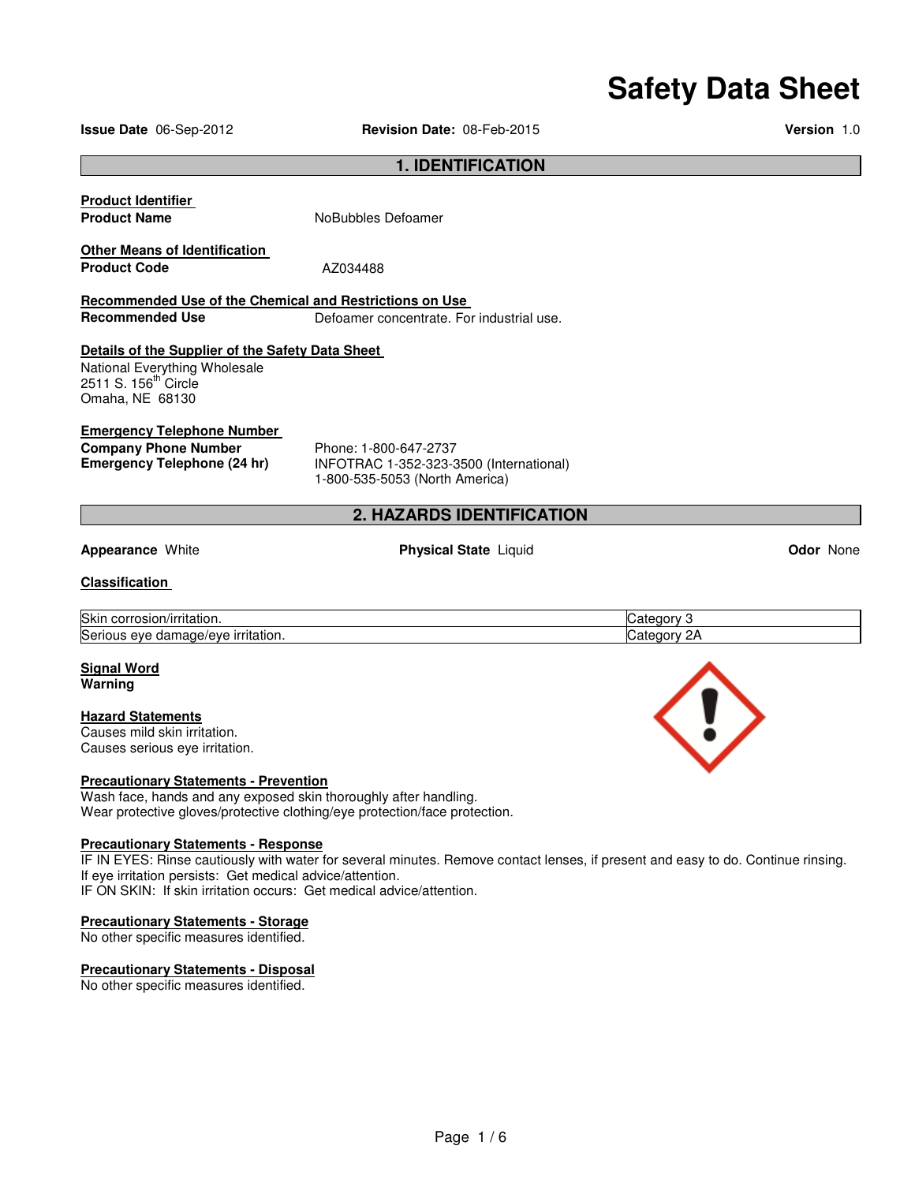# Safety Data Sheet

**Issue Date** 06-Sep-2012 **Revision Date:** 08-Feb-2015 **Version** 1.0

## 1. IDENTIFICATION

**Product Identifier**

**Product Name** NoBubbles Defoamer

**Other Means of Identification**

**Product Code** AZ034488

**Recommended Use of the Chemical and Restrictions on Use**

**Recommended Use** Defoamer concentrate. For industrial use.

**Details of the Supplier of the Safety Data Sheet**

National Everything Wholesale
2511 S. 156th Circle
Omaha, NE 68130

**Emergency Telephone Number**

**Company Phone Number** Phone: 1-800-647-2737

**Emergency Telephone (24 hr)** INFOTRAC 1-352-323-3500 (International)
1-800-535-5053 (North America)

## 2. HAZARDS IDENTIFICATION

**Appearance** White **Physical State** Liquid **Odor** None

**Classification**

| | |
|---|---|
| Skin corrosion/irritation. | Category 3 |
| Serious eye damage/eye irritation. | Category 2A |

**Signal Word**
**Warning**

**Hazard Statements**
Causes mild skin irritation.
Causes serious eye irritation.

**Precautionary Statements - Prevention**
Wash face, hands and any exposed skin thoroughly after handling.
Wear protective gloves/protective clothing/eye protection/face protection.

**Precautionary Statements - Response**
IF IN EYES: Rinse cautiously with water for several minutes. Remove contact lenses, if present and easy to do. Continue rinsing.
If eye irritation persists: Get medical advice/attention.
IF ON SKIN: If skin irritation occurs: Get medical advice/attention.

**Precautionary Statements - Storage**
No other specific measures identified.

**Precautionary Statements - Disposal**
No other specific measures identified.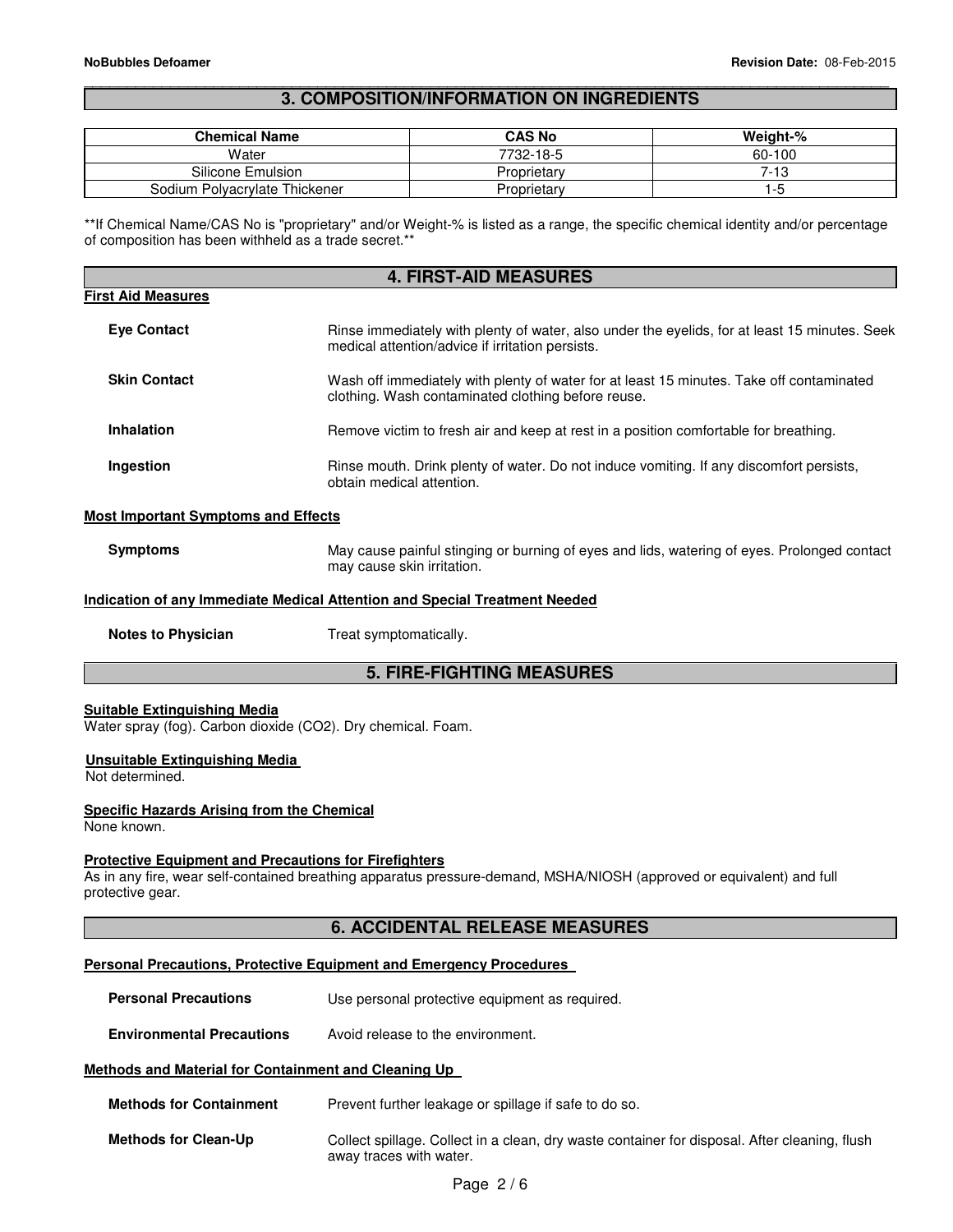## 3. COMPOSITION/INFORMATION ON INGREDIENTS

| Chemical Name | CAS No | Weight-% |
|---|---|---|
| Water | 7732-18-5 | 60-100 |
| Silicone Emulsion | Proprietary | 7-13 |
| Sodium Polyacrylate Thickener | Proprietary | 1-5 |

**If Chemical Name/CAS No is "proprietary" and/or Weight-% is listed as a range, the specific chemical identity and/or percentage of composition has been withheld as a trade secret.**

## 4. FIRST-AID MEASURES

**First Aid Measures**

**Eye Contact** Rinse immediately with plenty of water, also under the eyelids, for at least 15 minutes. Seek medical attention/advice if irritation persists.

**Skin Contact** Wash off immediately with plenty of water for at least 15 minutes. Take off contaminated clothing. Wash contaminated clothing before reuse.

**Inhalation** Remove victim to fresh air and keep at rest in a position comfortable for breathing.

**Ingestion** Rinse mouth. Drink plenty of water. Do not induce vomiting. If any discomfort persists, obtain medical attention.

**Most Important Symptoms and Effects**

**Symptoms** May cause painful stinging or burning of eyes and lids, watering of eyes. Prolonged contact may cause skin irritation.

**Indication of any Immediate Medical Attention and Special Treatment Needed**

**Notes to Physician** Treat symptomatically.

## 5. FIRE-FIGHTING MEASURES

**Suitable Extinguishing Media**

Water spray (fog). Carbon dioxide ($CO_2$). Dry chemical. Foam.

**Unsuitable Extinguishing Media**

Not determined.

**Specific Hazards Arising from the Chemical**

None known.

**Protective Equipment and Precautions for Firefighters**

As in any fire, wear self-contained breathing apparatus pressure-demand, MSHA/NIOSH (approved or equivalent) and full protective gear.

## 6. ACCIDENTAL RELEASE MEASURES

**Personal Precautions, Protective Equipment and Emergency Procedures**

**Personal Precautions** Use personal protective equipment as required.

**Environmental Precautions** Avoid release to the environment.

**Methods and Material for Containment and Cleaning Up**

**Methods for Containment** Prevent further leakage or spillage if safe to do so.

**Methods for Clean-Up** Collect spillage. Collect in a clean, dry waste container for disposal. After cleaning, flush away traces with water.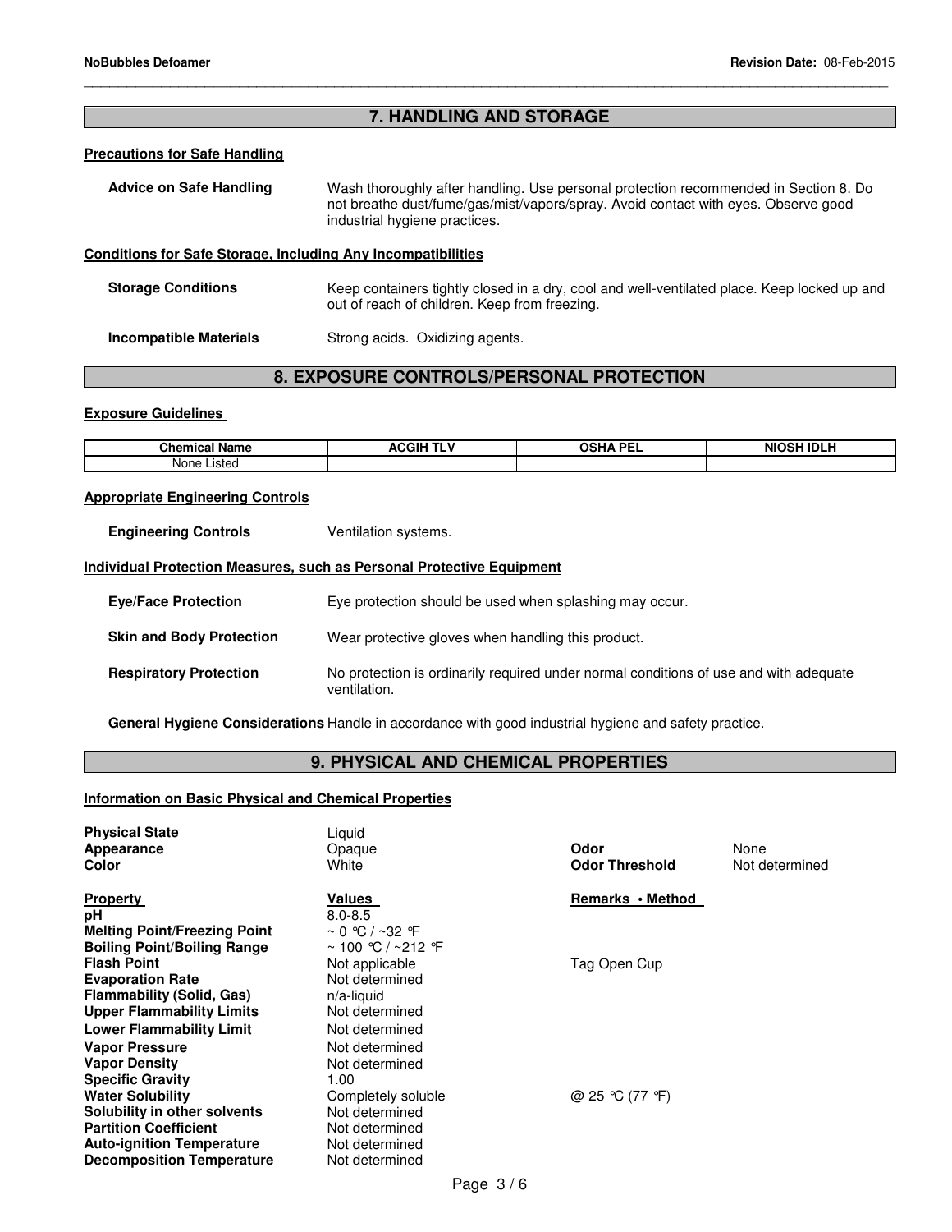## 7. HANDLING AND STORAGE

**Precautions for Safe Handling**

**Advice on Safe Handling** Wash thoroughly after handling. Use personal protection recommended in Section 8. Do not breathe dust/fume/gas/mist/vapors/spray. Avoid contact with eyes. Observe good industrial hygiene practices.

**Conditions for Safe Storage, Including Any Incompatibilities**

**Storage Conditions** Keep containers tightly closed in a dry, cool and well-ventilated place. Keep locked up and out of reach of children. Keep from freezing.

**Incompatible Materials** Strong acids. Oxidizing agents.

## 8. EXPOSURE CONTROLS/PERSONAL PROTECTION

**Exposure Guidelines**

| Chemical Name | ACGIH TLV | OSHA PEL | NIOSH IDLH |
|---|---|---|---|
| None Listed | | | |

**Appropriate Engineering Controls**

**Engineering Controls** Ventilation systems.

**Individual Protection Measures, such as Personal Protective Equipment**

**Eye/Face Protection** Eye protection should be used when splashing may occur.

**Skin and Body Protection** Wear protective gloves when handling this product.

**Respiratory Protection** No protection is ordinarily required under normal conditions of use and with adequate ventilation.

**General Hygiene Considerations** Handle in accordance with good industrial hygiene and safety practice.

## 9. PHYSICAL AND CHEMICAL PROPERTIES

**Information on Basic Physical and Chemical Properties**

**Physical State** Liquid
**Appearance** Opaque
**Color** White
**Odor** None
**Odor Threshold** Not determined

| Property | Values | Remarks • Method |
|---|---|---|
| **pH** | 8.0-8.5 | |
| **Melting Point/Freezing Point** | ~ 0 °C / ~32 °F | |
| **Boiling Point/Boiling Range** | ~ 100 °C / ~212 °F | |
| **Flash Point** | Not applicable | Tag Open Cup |
| **Evaporation Rate** | Not determined | |
| **Flammability (Solid, Gas)** | n/a-liquid | |
| **Upper Flammability Limits** | Not determined | |
| **Lower Flammability Limit** | Not determined | |
| **Vapor Pressure** | Not determined | |
| **Vapor Density** | Not determined | |
| **Specific Gravity** | 1.00 | |
| **Water Solubility** | Completely soluble | @ 25 °C (77 °F) |
| **Solubility in other solvents** | Not determined | |
| **Partition Coefficient** | Not determined | |
| **Auto-ignition Temperature** | Not determined | |
| **Decomposition Temperature** | Not determined | |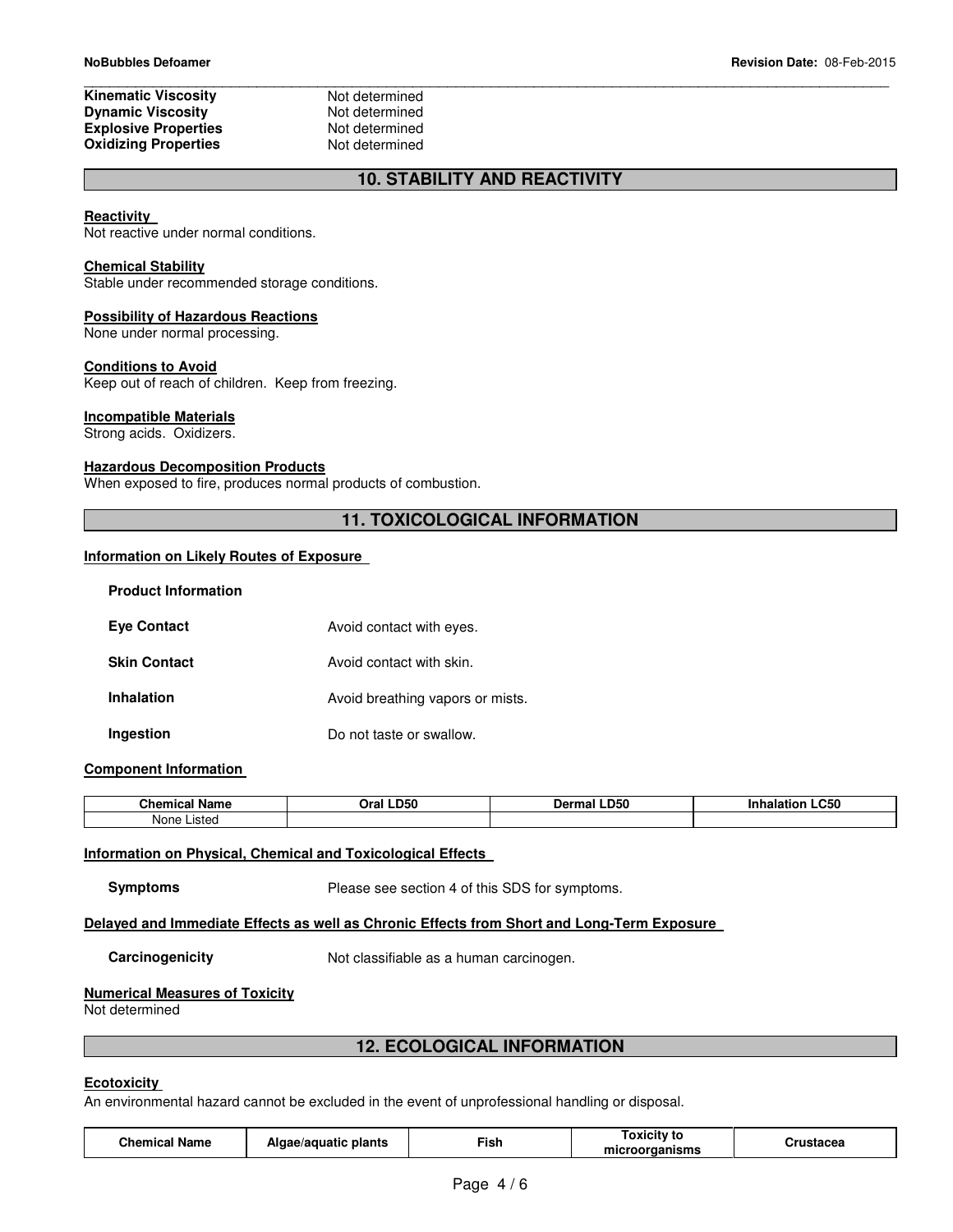| | |
|---|---|
| **Kinematic Viscosity** | Not determined |
| **Dynamic Viscosity** | Not determined |
| **Explosive Properties** | Not determined |
| **Oxidizing Properties** | Not determined |

## 10. STABILITY AND REACTIVITY

**Reactivity**
Not reactive under normal conditions.

**Chemical Stability**
Stable under recommended storage conditions.

**Possibility of Hazardous Reactions**
None under normal processing.

**Conditions to Avoid**
Keep out of reach of children. Keep from freezing.

**Incompatible Materials**
Strong acids. Oxidizers.

**Hazardous Decomposition Products**
When exposed to fire, produces normal products of combustion.

## 11. TOXICOLOGICAL INFORMATION

**Information on Likely Routes of Exposure**

**Product Information**

| | |
|---|---|
| **Eye Contact** | Avoid contact with eyes. |
| **Skin Contact** | Avoid contact with skin. |
| **Inhalation** | Avoid breathing vapors or mists. |
| **Ingestion** | Do not taste or swallow. |

**Component Information**

| Chemical Name | Oral LD50 | Dermal LD50 | Inhalation LC50 |
|---|---|---|---|
| None Listed | | | |

**Information on Physical, Chemical and Toxicological Effects**

| | |
|---|---|
| **Symptoms** | Please see section 4 of this SDS for symptoms. |

**Delayed and Immediate Effects as well as Chronic Effects from Short and Long-Term Exposure**

| | |
|---|---|
| **Carcinogenicity** | Not classifiable as a human carcinogen. |

**Numerical Measures of Toxicity**
Not determined

## 12. ECOLOGICAL INFORMATION

**Ecotoxicity**
An environmental hazard cannot be excluded in the event of unprofessional handling or disposal.

| Chemical Name | Algae/aquatic plants | Fish | Toxicity to microorganisms | Crustacea |
|---|---|---|---|---|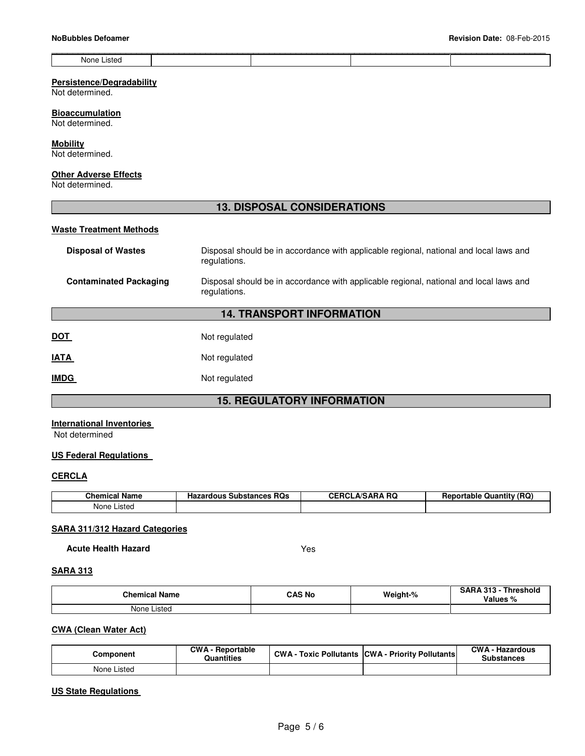| None Listed | | | | |
|---|---|---|---|---|

**Persistence/Degradability**
Not determined.

**Bioaccumulation**
Not determined.

**Mobility**
Not determined.

**Other Adverse Effects**
Not determined.

## 13. DISPOSAL CONSIDERATIONS

**Waste Treatment Methods**

**Disposal of Wastes**: Disposal should be in accordance with applicable regional, national and local laws and regulations.

**Contaminated Packaging**: Disposal should be in accordance with applicable regional, national and local laws and regulations.

## 14. TRANSPORT INFORMATION

**DOT**: Not regulated

**IATA**: Not regulated

**IMDG**: Not regulated

## 15. REGULATORY INFORMATION

**International Inventories**
Not determined

**US Federal Regulations**

**CERCLA**

| Chemical Name | Hazardous Substances RQs | CERCLA/SARA RQ | Reportable Quantity (RQ) |
|---|---|---|---|
| None Listed | | | |

**SARA 311/312 Hazard Categories**

**Acute Health Hazard**: Yes

**SARA 313**

| Chemical Name | CAS No | Weight-% | SARA 313 - Threshold Values % |
|---|---|---|---|
| None Listed | | | |

**CWA (Clean Water Act)**

| Component | CWA - Reportable Quantities | CWA - Toxic Pollutants | CWA - Priority Pollutants | CWA - Hazardous Substances |
|---|---|---|---|---|
| None Listed | | | | |

**US State Regulations**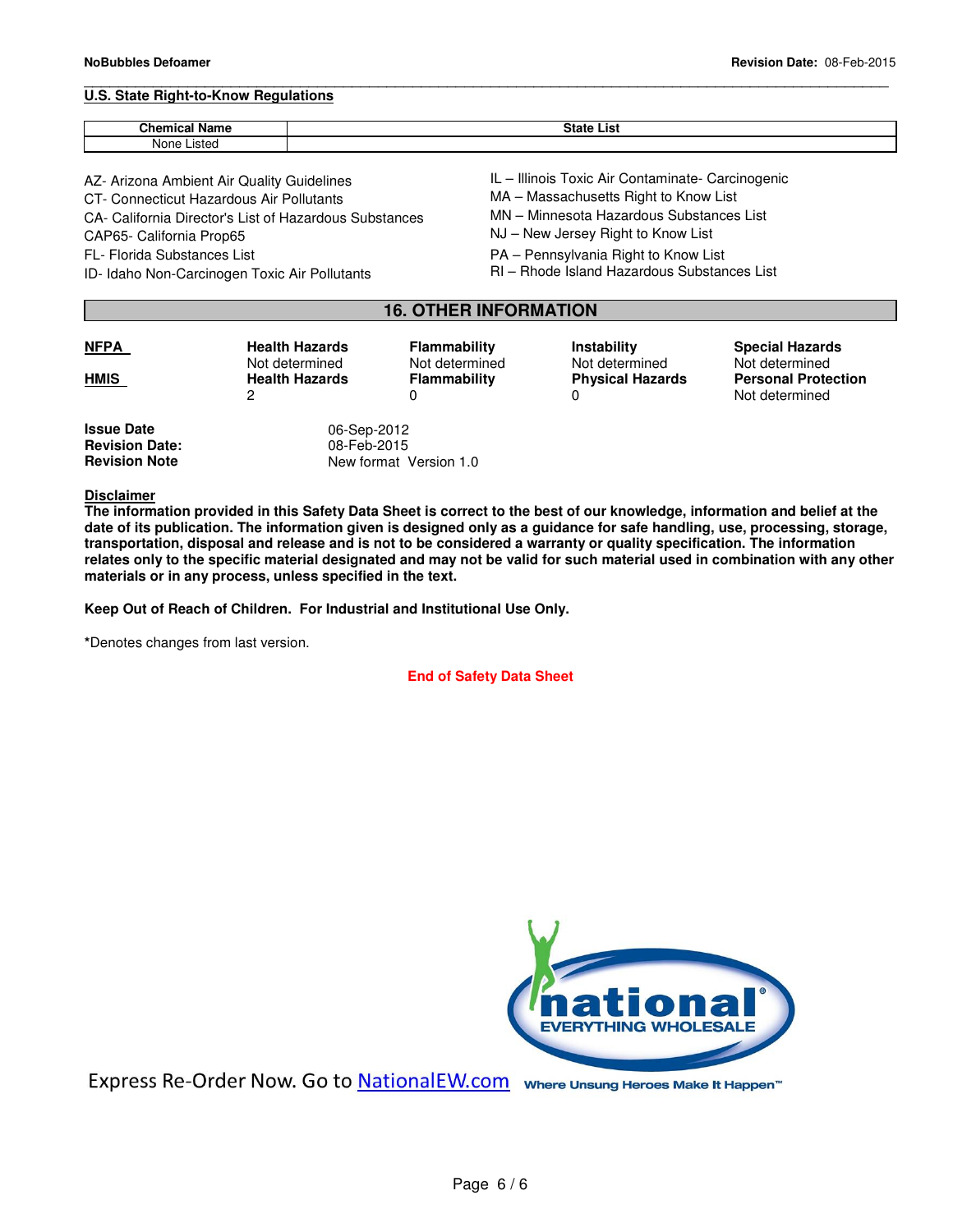### U.S. State Right-to-Know Regulations

| Chemical Name | State List |
|---|---|
| None Listed | |

AZ- Arizona Ambient Air Quality Guidelines
CT- Connecticut Hazardous Air Pollutants
CA- California Director's List of Hazardous Substances
CAP65- California Prop65
FL- Florida Substances List
ID- Idaho Non-Carcinogen Toxic Air Pollutants
IL – Illinois Toxic Air Contaminate- Carcinogenic
MA – Massachusetts Right to Know List
MN – Minnesota Hazardous Substances List
NJ – New Jersey Right to Know List
PA – Pennsylvania Right to Know List
RI – Rhode Island Hazardous Substances List

## 16. OTHER INFORMATION

| | | | | |
|---|---|---|---|---|
| **NFPA** | **Health Hazards** | **Flammability** | **Instability** | **Special Hazards** |
| | Not determined | Not determined | Not determined | Not determined |
| **HMIS** | **Health Hazards** | **Flammability** | **Physical Hazards** | **Personal Protection** |
| | 2 | 0 | 0 | Not determined |

**Issue Date** 06-Sep-2012
**Revision Date:** 08-Feb-2015
**Revision Note** New format Version 1.0

**Disclaimer**
**The information provided in this Safety Data Sheet is correct to the best of our knowledge, information and belief at the date of its publication. The information given is designed only as a guidance for safe handling, use, processing, storage, transportation, disposal and release and is not to be considered a warranty or quality specification. The information relates only to the specific material designated and may not be valid for such material used in combination with any other materials or in any process, unless specified in the text.**

**Keep Out of Reach of Children. For Industrial and Institutional Use Only.**

**\***Denotes changes from last version.

**End of Safety Data Sheet**

national® EVERYTHING WHOLESALE

Express Re-Order Now. Go to NationalEW.com Where Unsung Heroes Make It Happen™